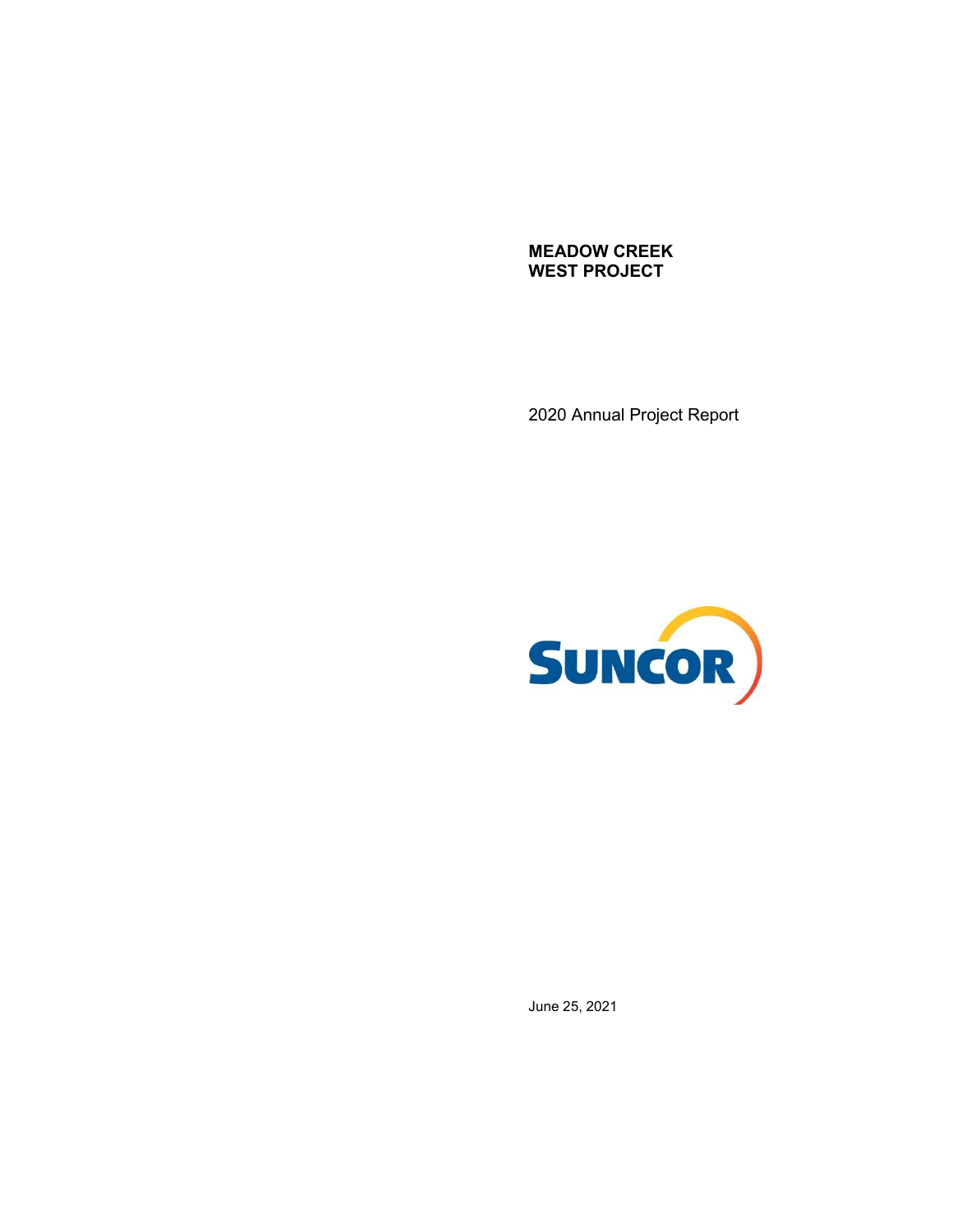# MEADOW CREEK WEST PROJECT

2020 Annual Project Report

SUNCOR

June 25, 2021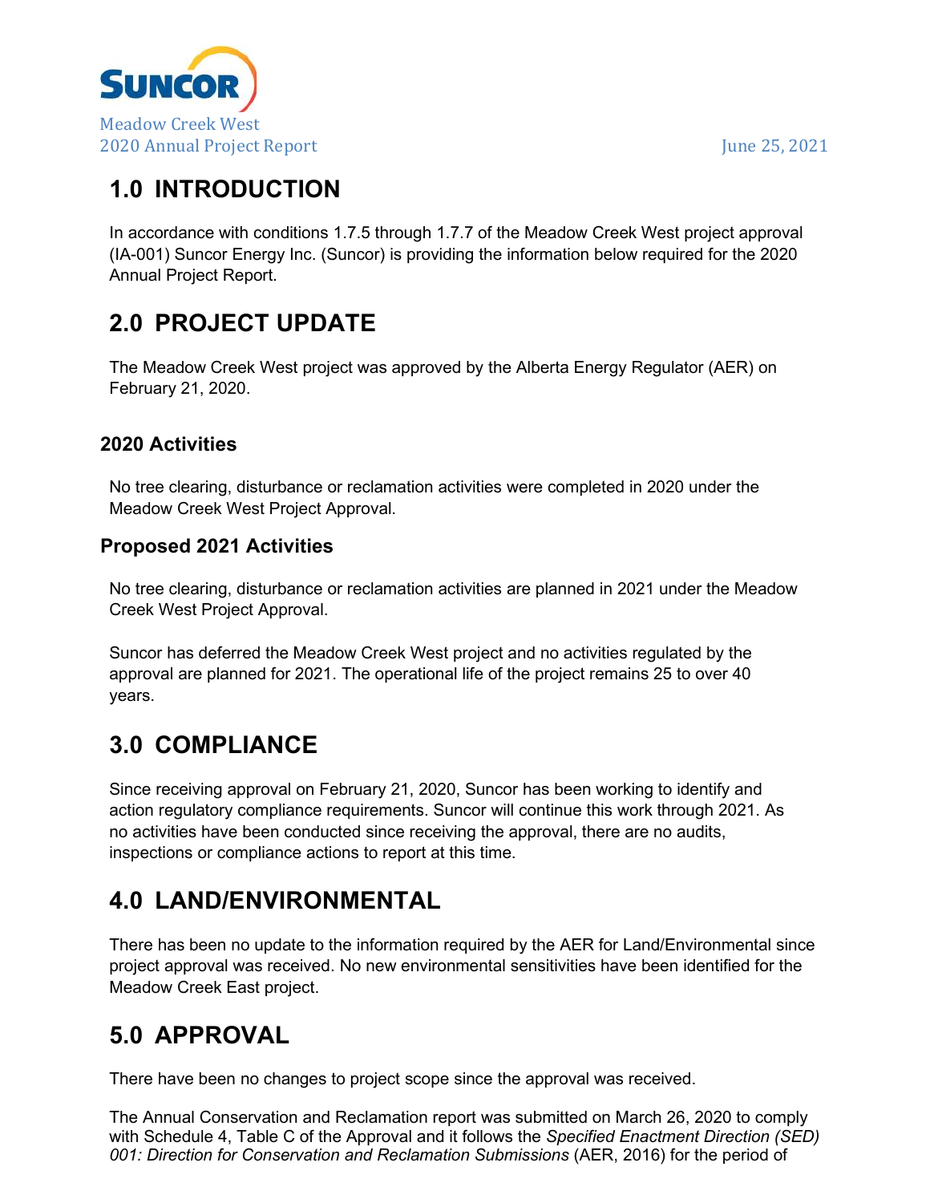# 1.0 INTRODUCTION

In accordance with conditions 1.7.5 through 1.7.7 of the Meadow Creek West project approval (IA-001) Suncor Energy Inc. (Suncor) is providing the information below required for the 2020 Annual Project Report.

# 2.0 PROJECT UPDATE

The Meadow Creek West project was approved by the Alberta Energy Regulator (AER) on February 21, 2020.

### 2020 Activities

No tree clearing, disturbance or reclamation activities were completed in 2020 under the Meadow Creek West Project Approval.

### Proposed 2021 Activities

No tree clearing, disturbance or reclamation activities are planned in 2021 under the Meadow Creek West Project Approval.

Suncor has deferred the Meadow Creek West project and no activities regulated by the approval are planned for 2021. The operational life of the project remains 25 to over 40 years.

# 3.0 COMPLIANCE

Since receiving approval on February 21, 2020, Suncor has been working to identify and action regulatory compliance requirements. Suncor will continue this work through 2021. As no activities have been conducted since receiving the approval, there are no audits, inspections or compliance actions to report at this time.

# 4.0 LAND/ENVIRONMENTAL

There has been no update to the information required by the AER for Land/Environmental since project approval was received. No new environmental sensitivities have been identified for the Meadow Creek East project.

# 5.0 APPROVAL

There have been no changes to project scope since the approval was received.

The Annual Conservation and Reclamation report was submitted on March 26, 2020 to comply with Schedule 4, Table C of the Approval and it follows the *Specified Enactment Direction (SED) 001: Direction for Conservation and Reclamation Submissions* (AER, 2016) for the period of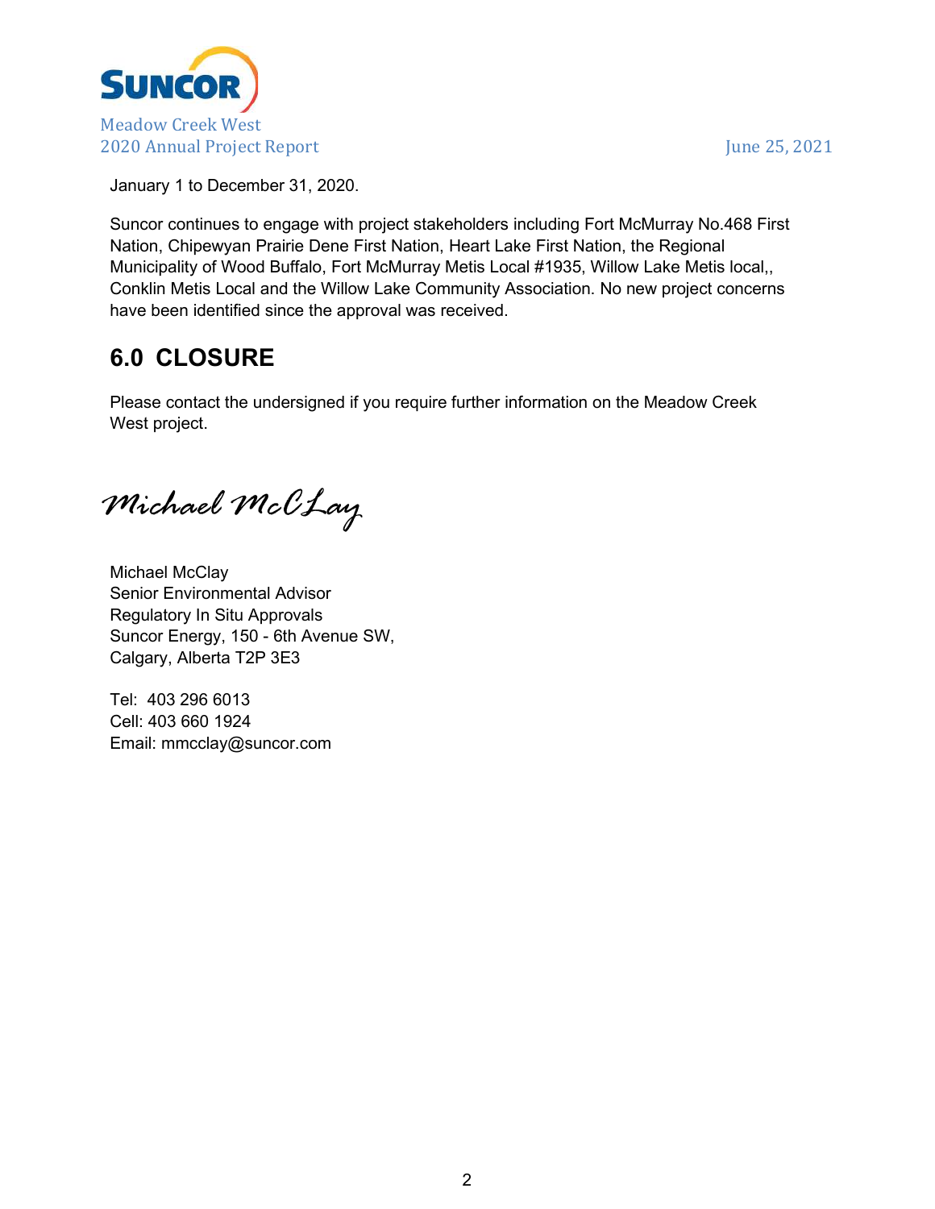January 1 to December 31, 2020.

Suncor continues to engage with project stakeholders including Fort McMurray No.468 First Nation, Chipewyan Prairie Dene First Nation, Heart Lake First Nation, the Regional Municipality of Wood Buffalo, Fort McMurray Metis Local #1935, Willow Lake Metis local,, Conklin Metis Local and the Willow Lake Community Association. No new project concerns have been identified since the approval was received.

## 6.0 CLOSURE

Please contact the undersigned if you require further information on the Meadow Creek West project.

*Michael McClay*

Michael McClay
Senior Environmental Advisor
Regulatory In Situ Approvals
Suncor Energy, 150 - 6th Avenue SW,
Calgary, Alberta T2P 3E3

Tel: 403 296 6013
Cell: 403 660 1924
Email: mmcclay@suncor.com